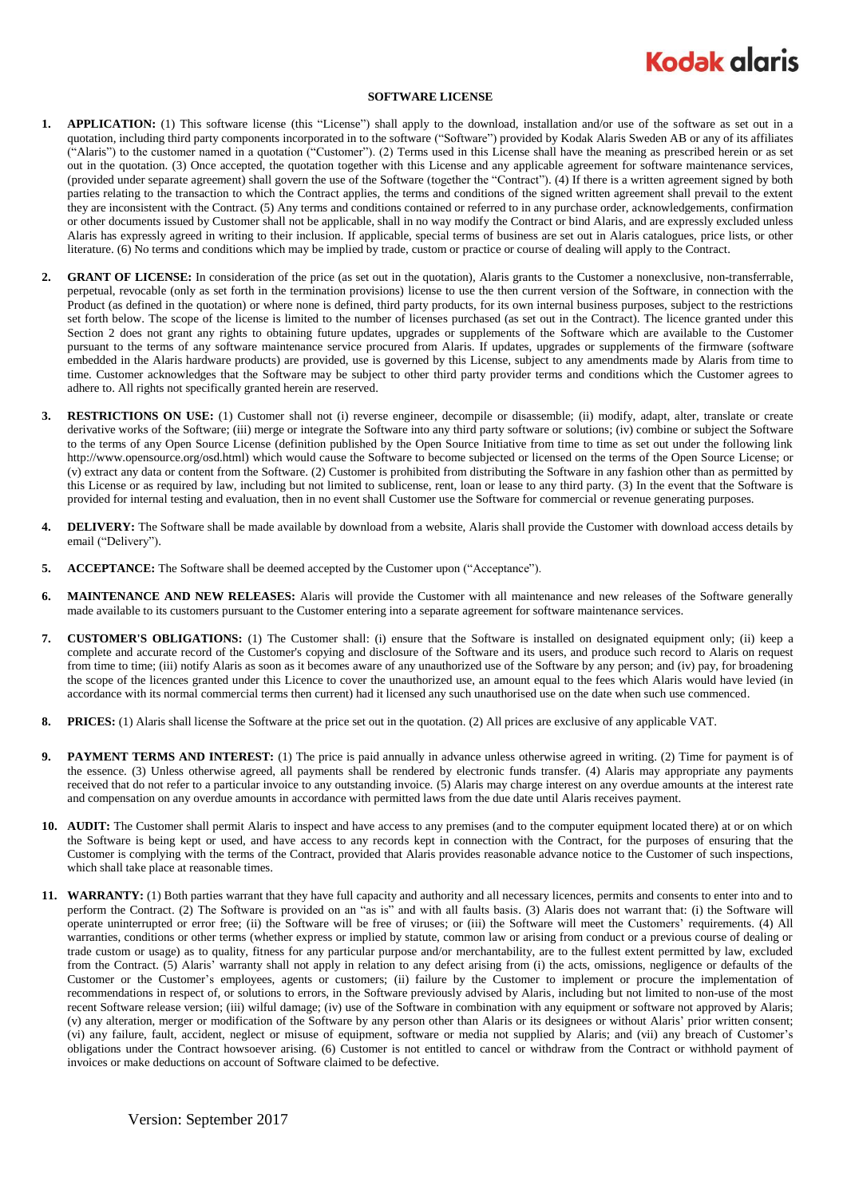# SOFTWARE LICENSE

1. **APPLICATION:** (1) This software license (this "License") shall apply to the download, installation and/or use of the software as set out in a quotation, including third party components incorporated in to the software ("Software") provided by Kodak Alaris Sweden AB or any of its affiliates ("Alaris") to the customer named in a quotation ("Customer"). (2) Terms used in this License shall have the meaning as prescribed herein or as set out in the quotation. (3) Once accepted, the quotation together with this License and any applicable agreement for software maintenance services, (provided under separate agreement) shall govern the use of the Software (together the "Contract"). (4) If there is a written agreement signed by both parties relating to the transaction to which the Contract applies, the terms and conditions of the signed written agreement shall prevail to the extent they are inconsistent with the Contract. (5) Any terms and conditions contained or referred to in any purchase order, acknowledgements, confirmation or other documents issued by Customer shall not be applicable, shall in no way modify the Contract or bind Alaris, and are expressly excluded unless Alaris has expressly agreed in writing to their inclusion. If applicable, special terms of business are set out in Alaris catalogues, price lists, or other literature. (6) No terms and conditions which may be implied by trade, custom or practice or course of dealing will apply to the Contract.

2. **GRANT OF LICENSE:** In consideration of the price (as set out in the quotation), Alaris grants to the Customer a nonexclusive, non-transferrable, perpetual, revocable (only as set forth in the termination provisions) license to use the then current version of the Software, in connection with the Product (as defined in the quotation) or where none is defined, third party products, for its own internal business purposes, subject to the restrictions set forth below. The scope of the license is limited to the number of licenses purchased (as set out in the Contract). The licence granted under this Section 2 does not grant any rights to obtaining future updates, upgrades or supplements of the Software which are available to the Customer pursuant to the terms of any software maintenance service procured from Alaris. If updates, upgrades or supplements of the firmware (software embedded in the Alaris hardware products) are provided, use is governed by this License, subject to any amendments made by Alaris from time to time. Customer acknowledges that the Software may be subject to other third party provider terms and conditions which the Customer agrees to adhere to. All rights not specifically granted herein are reserved.

3. **RESTRICTIONS ON USE:** (1) Customer shall not (i) reverse engineer, decompile or disassemble; (ii) modify, adapt, alter, translate or create derivative works of the Software; (iii) merge or integrate the Software into any third party software or solutions; (iv) combine or subject the Software to the terms of any Open Source License (definition published by the Open Source Initiative from time to time as set out under the following link http://www.opensource.org/osd.html) which would cause the Software to become subjected or licensed on the terms of the Open Source License; or (v) extract any data or content from the Software. (2) Customer is prohibited from distributing the Software in any fashion other than as permitted by this License or as required by law, including but not limited to sublicense, rent, loan or lease to any third party. (3) In the event that the Software is provided for internal testing and evaluation, then in no event shall Customer use the Software for commercial or revenue generating purposes.

4. **DELIVERY:** The Software shall be made available by download from a website, Alaris shall provide the Customer with download access details by email ("Delivery").

5. **ACCEPTANCE:** The Software shall be deemed accepted by the Customer upon ("Acceptance").

6. **MAINTENANCE AND NEW RELEASES:** Alaris will provide the Customer with all maintenance and new releases of the Software generally made available to its customers pursuant to the Customer entering into a separate agreement for software maintenance services.

7. **CUSTOMER'S OBLIGATIONS:** (1) The Customer shall: (i) ensure that the Software is installed on designated equipment only; (ii) keep a complete and accurate record of the Customer's copying and disclosure of the Software and its users, and produce such record to Alaris on request from time to time; (iii) notify Alaris as soon as it becomes aware of any unauthorized use of the Software by any person; and (iv) pay, for broadening the scope of the licences granted under this Licence to cover the unauthorized use, an amount equal to the fees which Alaris would have levied (in accordance with its normal commercial terms then current) had it licensed any such unauthorised use on the date when such use commenced.

8. **PRICES:** (1) Alaris shall license the Software at the price set out in the quotation. (2) All prices are exclusive of any applicable VAT.

9. **PAYMENT TERMS AND INTEREST:** (1) The price is paid annually in advance unless otherwise agreed in writing. (2) Time for payment is of the essence. (3) Unless otherwise agreed, all payments shall be rendered by electronic funds transfer. (4) Alaris may appropriate any payments received that do not refer to a particular invoice to any outstanding invoice. (5) Alaris may charge interest on any overdue amounts at the interest rate and compensation on any overdue amounts in accordance with permitted laws from the due date until Alaris receives payment.

10. **AUDIT:** The Customer shall permit Alaris to inspect and have access to any premises (and to the computer equipment located there) at or on which the Software is being kept or used, and have access to any records kept in connection with the Contract, for the purposes of ensuring that the Customer is complying with the terms of the Contract, provided that Alaris provides reasonable advance notice to the Customer of such inspections, which shall take place at reasonable times.

11. **WARRANTY:** (1) Both parties warrant that they have full capacity and authority and all necessary licences, permits and consents to enter into and to perform the Contract. (2) The Software is provided on an "as is" and with all faults basis. (3) Alaris does not warrant that: (i) the Software will operate uninterrupted or error free; (ii) the Software will be free of viruses; or (iii) the Software will meet the Customers' requirements. (4) All warranties, conditions or other terms (whether express or implied by statute, common law or arising from conduct or a previous course of dealing or trade custom or usage) as to quality, fitness for any particular purpose and/or merchantability, are to the fullest extent permitted by law, excluded from the Contract. (5) Alaris' warranty shall not apply in relation to any defect arising from (i) the acts, omissions, negligence or defaults of the Customer or the Customer's employees, agents or customers; (ii) failure by the Customer to implement or procure the implementation of recommendations in respect of, or solutions to errors, in the Software previously advised by Alaris, including but not limited to non-use of the most recent Software release version; (iii) wilful damage; (iv) use of the Software in combination with any equipment or software not approved by Alaris; (v) any alteration, merger or modification of the Software by any person other than Alaris or its designees or without Alaris' prior written consent; (vi) any failure, fault, accident, neglect or misuse of equipment, software or media not supplied by Alaris; and (vii) any breach of Customer's obligations under the Contract howsoever arising. (6) Customer is not entitled to cancel or withdraw from the Contract or withhold payment of invoices or make deductions on account of Software claimed to be defective.

Version: September 2017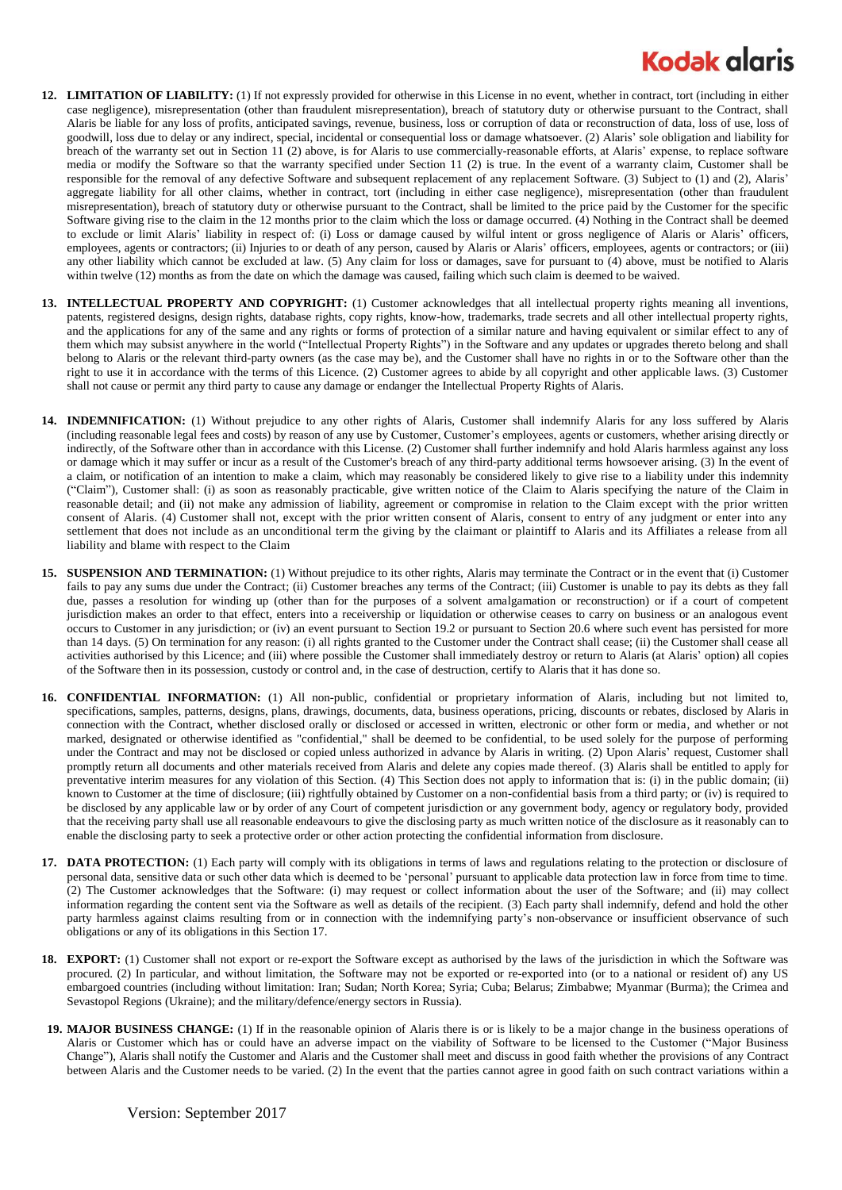12. **LIMITATION OF LIABILITY:** (1) If not expressly provided for otherwise in this License in no event, whether in contract, tort (including in either case negligence), misrepresentation (other than fraudulent misrepresentation), breach of statutory duty or otherwise pursuant to the Contract, shall Alaris be liable for any loss of profits, anticipated savings, revenue, business, loss or corruption of data or reconstruction of data, loss of use, loss of goodwill, loss due to delay or any indirect, special, incidental or consequential loss or damage whatsoever. (2) Alaris' sole obligation and liability for breach of the warranty set out in Section 11 (2) above, is for Alaris to use commercially-reasonable efforts, at Alaris' expense, to replace software media or modify the Software so that the warranty specified under Section 11 (2) is true. In the event of a warranty claim, Customer shall be responsible for the removal of any defective Software and subsequent replacement of any replacement Software. (3) Subject to (1) and (2), Alaris' aggregate liability for all other claims, whether in contract, tort (including in either case negligence), misrepresentation (other than fraudulent misrepresentation), breach of statutory duty or otherwise pursuant to the Contract, shall be limited to the price paid by the Customer for the specific Software giving rise to the claim in the 12 months prior to the claim which the loss or damage occurred. (4) Nothing in the Contract shall be deemed to exclude or limit Alaris' liability in respect of: (i) Loss or damage caused by wilful intent or gross negligence of Alaris or Alaris' officers, employees, agents or contractors; (ii) Injuries to or death of any person, caused by Alaris or Alaris' officers, employees, agents or contractors; or (iii) any other liability which cannot be excluded at law. (5) Any claim for loss or damages, save for pursuant to (4) above, must be notified to Alaris within twelve (12) months as from the date on which the damage was caused, failing which such claim is deemed to be waived.

13. **INTELLECTUAL PROPERTY AND COPYRIGHT:** (1) Customer acknowledges that all intellectual property rights meaning all inventions, patents, registered designs, design rights, database rights, copy rights, know-how, trademarks, trade secrets and all other intellectual property rights, and the applications for any of the same and any rights or forms of protection of a similar nature and having equivalent or similar effect to any of them which may subsist anywhere in the world ("Intellectual Property Rights") in the Software and any updates or upgrades thereto belong and shall belong to Alaris or the relevant third-party owners (as the case may be), and the Customer shall have no rights in or to the Software other than the right to use it in accordance with the terms of this Licence. (2) Customer agrees to abide by all copyright and other applicable laws. (3) Customer shall not cause or permit any third party to cause any damage or endanger the Intellectual Property Rights of Alaris.

14. **INDEMNIFICATION:** (1) Without prejudice to any other rights of Alaris, Customer shall indemnify Alaris for any loss suffered by Alaris (including reasonable legal fees and costs) by reason of any use by Customer, Customer's employees, agents or customers, whether arising directly or indirectly, of the Software other than in accordance with this License. (2) Customer shall further indemnify and hold Alaris harmless against any loss or damage which it may suffer or incur as a result of the Customer's breach of any third-party additional terms howsoever arising. (3) In the event of a claim, or notification of an intention to make a claim, which may reasonably be considered likely to give rise to a liability under this indemnity ("Claim"), Customer shall: (i) as soon as reasonably practicable, give written notice of the Claim to Alaris specifying the nature of the Claim in reasonable detail; and (ii) not make any admission of liability, agreement or compromise in relation to the Claim except with the prior written consent of Alaris. (4) Customer shall not, except with the prior written consent of Alaris, consent to entry of any judgment or enter into any settlement that does not include as an unconditional term the giving by the claimant or plaintiff to Alaris and its Affiliates a release from all liability and blame with respect to the Claim

15. **SUSPENSION AND TERMINATION:** (1) Without prejudice to its other rights, Alaris may terminate the Contract or in the event that (i) Customer fails to pay any sums due under the Contract; (ii) Customer breaches any terms of the Contract; (iii) Customer is unable to pay its debts as they fall due, passes a resolution for winding up (other than for the purposes of a solvent amalgamation or reconstruction) or if a court of competent jurisdiction makes an order to that effect, enters into a receivership or liquidation or otherwise ceases to carry on business or an analogous event occurs to Customer in any jurisdiction; or (iv) an event pursuant to Section 19.2 or pursuant to Section 20.6 where such event has persisted for more than 14 days. (5) On termination for any reason: (i) all rights granted to the Customer under the Contract shall cease; (ii) the Customer shall cease all activities authorised by this Licence; and (iii) where possible the Customer shall immediately destroy or return to Alaris (at Alaris' option) all copies of the Software then in its possession, custody or control and, in the case of destruction, certify to Alaris that it has done so.

16. **CONFIDENTIAL INFORMATION:** (1) All non-public, confidential or proprietary information of Alaris, including but not limited to, specifications, samples, patterns, designs, plans, drawings, documents, data, business operations, pricing, discounts or rebates, disclosed by Alaris in connection with the Contract, whether disclosed orally or disclosed or accessed in written, electronic or other form or media, and whether or not marked, designated or otherwise identified as "confidential," shall be deemed to be confidential, to be used solely for the purpose of performing under the Contract and may not be disclosed or copied unless authorized in advance by Alaris in writing. (2) Upon Alaris' request, Customer shall promptly return all documents and other materials received from Alaris and delete any copies made thereof. (3) Alaris shall be entitled to apply for preventative interim measures for any violation of this Section. (4) This Section does not apply to information that is: (i) in the public domain; (ii) known to Customer at the time of disclosure; (iii) rightfully obtained by Customer on a non-confidential basis from a third party; or (iv) is required to be disclosed by any applicable law or by order of any Court of competent jurisdiction or any government body, agency or regulatory body, provided that the receiving party shall use all reasonable endeavours to give the disclosing party as much written notice of the disclosure as it reasonably can to enable the disclosing party to seek a protective order or other action protecting the confidential information from disclosure.

17. **DATA PROTECTION:** (1) Each party will comply with its obligations in terms of laws and regulations relating to the protection or disclosure of personal data, sensitive data or such other data which is deemed to be 'personal' pursuant to applicable data protection law in force from time to time. (2) The Customer acknowledges that the Software: (i) may request or collect information about the user of the Software; and (ii) may collect information regarding the content sent via the Software as well as details of the recipient. (3) Each party shall indemnify, defend and hold the other party harmless against claims resulting from or in connection with the indemnifying party's non-observance or insufficient observance of such obligations or any of its obligations in this Section 17.

18. **EXPORT:** (1) Customer shall not export or re-export the Software except as authorised by the laws of the jurisdiction in which the Software was procured. (2) In particular, and without limitation, the Software may not be exported or re-exported into (or to a national or resident of) any US embargoed countries (including without limitation: Iran; Sudan; North Korea; Syria; Cuba; Belarus; Zimbabwe; Myanmar (Burma); the Crimea and Sevastopol Regions (Ukraine); and the military/defence/energy sectors in Russia).

19. **MAJOR BUSINESS CHANGE:** (1) If in the reasonable opinion of Alaris there is or is likely to be a major change in the business operations of Alaris or Customer which has or could have an adverse impact on the viability of Software to be licensed to the Customer ("Major Business Change"), Alaris shall notify the Customer and Alaris and the Customer shall meet and discuss in good faith whether the provisions of any Contract between Alaris and the Customer needs to be varied. (2) In the event that the parties cannot agree in good faith on such contract variations within a

Version: September 2017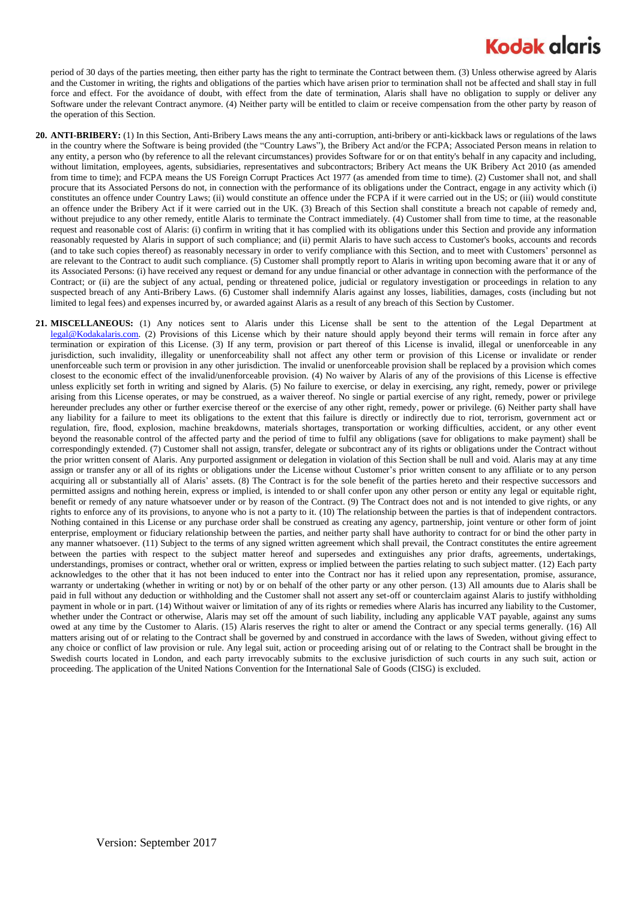period of 30 days of the parties meeting, then either party has the right to terminate the Contract between them. (3) Unless otherwise agreed by Alaris and the Customer in writing, the rights and obligations of the parties which have arisen prior to termination shall not be affected and shall stay in full force and effect. For the avoidance of doubt, with effect from the date of termination, Alaris shall have no obligation to supply or deliver any Software under the relevant Contract anymore. (4) Neither party will be entitled to claim or receive compensation from the other party by reason of the operation of this Section.

20. **ANTI-BRIBERY:** (1) In this Section, Anti-Bribery Laws means the any anti-corruption, anti-bribery or anti-kickback laws or regulations of the laws in the country where the Software is being provided (the "Country Laws"), the Bribery Act and/or the FCPA; Associated Person means in relation to any entity, a person who (by reference to all the relevant circumstances) provides Software for or on that entity's behalf in any capacity and including, without limitation, employees, agents, subsidiaries, representatives and subcontractors; Bribery Act means the UK Bribery Act 2010 (as amended from time to time); and FCPA means the US Foreign Corrupt Practices Act 1977 (as amended from time to time). (2) Customer shall not, and shall procure that its Associated Persons do not, in connection with the performance of its obligations under the Contract, engage in any activity which (i) constitutes an offence under Country Laws; (ii) would constitute an offence under the FCPA if it were carried out in the US; or (iii) would constitute an offence under the Bribery Act if it were carried out in the UK. (3) Breach of this Section shall constitute a breach not capable of remedy and, without prejudice to any other remedy, entitle Alaris to terminate the Contract immediately. (4) Customer shall from time to time, at the reasonable request and reasonable cost of Alaris: (i) confirm in writing that it has complied with its obligations under this Section and provide any information reasonably requested by Alaris in support of such compliance; and (ii) permit Alaris to have such access to Customer's books, accounts and records (and to take such copies thereof) as reasonably necessary in order to verify compliance with this Section, and to meet with Customers' personnel as are relevant to the Contract to audit such compliance. (5) Customer shall promptly report to Alaris in writing upon becoming aware that it or any of its Associated Persons: (i) have received any request or demand for any undue financial or other advantage in connection with the performance of the Contract; or (ii) are the subject of any actual, pending or threatened police, judicial or regulatory investigation or proceedings in relation to any suspected breach of any Anti-Bribery Laws. (6) Customer shall indemnify Alaris against any losses, liabilities, damages, costs (including but not limited to legal fees) and expenses incurred by, or awarded against Alaris as a result of any breach of this Section by Customer.

21. **MISCELLANEOUS:** (1) Any notices sent to Alaris under this License shall be sent to the attention of the Legal Department at legal@Kodakalaris.com. (2) Provisions of this License which by their nature should apply beyond their terms will remain in force after any termination or expiration of this License. (3) If any term, provision or part thereof of this License is invalid, illegal or unenforceable in any jurisdiction, such invalidity, illegality or unenforceability shall not affect any other term or provision of this License or invalidate or render unenforceable such term or provision in any other jurisdiction. The invalid or unenforceable provision shall be replaced by a provision which comes closest to the economic effect of the invalid/unenforceable provision. (4) No waiver by Alaris of any of the provisions of this License is effective unless explicitly set forth in writing and signed by Alaris. (5) No failure to exercise, or delay in exercising, any right, remedy, power or privilege arising from this License operates, or may be construed, as a waiver thereof. No single or partial exercise of any right, remedy, power or privilege hereunder precludes any other or further exercise thereof or the exercise of any other right, remedy, power or privilege. (6) Neither party shall have any liability for a failure to meet its obligations to the extent that this failure is directly or indirectly due to riot, terrorism, government act or regulation, fire, flood, explosion, machine breakdowns, materials shortages, transportation or working difficulties, accident, or any other event beyond the reasonable control of the affected party and the period of time to fulfil any obligations (save for obligations to make payment) shall be correspondingly extended. (7) Customer shall not assign, transfer, delegate or subcontract any of its rights or obligations under the Contract without the prior written consent of Alaris. Any purported assignment or delegation in violation of this Section shall be null and void. Alaris may at any time assign or transfer any or all of its rights or obligations under the License without Customer's prior written consent to any affiliate or to any person acquiring all or substantially all of Alaris' assets. (8) The Contract is for the sole benefit of the parties hereto and their respective successors and permitted assigns and nothing herein, express or implied, is intended to or shall confer upon any other person or entity any legal or equitable right, benefit or remedy of any nature whatsoever under or by reason of the Contract. (9) The Contract does not and is not intended to give rights, or any rights to enforce any of its provisions, to anyone who is not a party to it. (10) The relationship between the parties is that of independent contractors. Nothing contained in this License or any purchase order shall be construed as creating any agency, partnership, joint venture or other form of joint enterprise, employment or fiduciary relationship between the parties, and neither party shall have authority to contract for or bind the other party in any manner whatsoever. (11) Subject to the terms of any signed written agreement which shall prevail, the Contract constitutes the entire agreement between the parties with respect to the subject matter hereof and supersedes and extinguishes any prior drafts, agreements, undertakings, understandings, promises or contract, whether oral or written, express or implied between the parties relating to such subject matter. (12) Each party acknowledges to the other that it has not been induced to enter into the Contract nor has it relied upon any representation, promise, assurance, warranty or undertaking (whether in writing or not) by or on behalf of the other party or any other person. (13) All amounts due to Alaris shall be paid in full without any deduction or withholding and the Customer shall not assert any set-off or counterclaim against Alaris to justify withholding payment in whole or in part. (14) Without waiver or limitation of any of its rights or remedies where Alaris has incurred any liability to the Customer, whether under the Contract or otherwise, Alaris may set off the amount of such liability, including any applicable VAT payable, against any sums owed at any time by the Customer to Alaris. (15) Alaris reserves the right to alter or amend the Contract or any special terms generally. (16) All matters arising out of or relating to the Contract shall be governed by and construed in accordance with the laws of Sweden, without giving effect to any choice or conflict of law provision or rule. Any legal suit, action or proceeding arising out of or relating to the Contract shall be brought in the Swedish courts located in London, and each party irrevocably submits to the exclusive jurisdiction of such courts in any such suit, action or proceeding. The application of the United Nations Convention for the International Sale of Goods (CISG) is excluded.

Version: September 2017